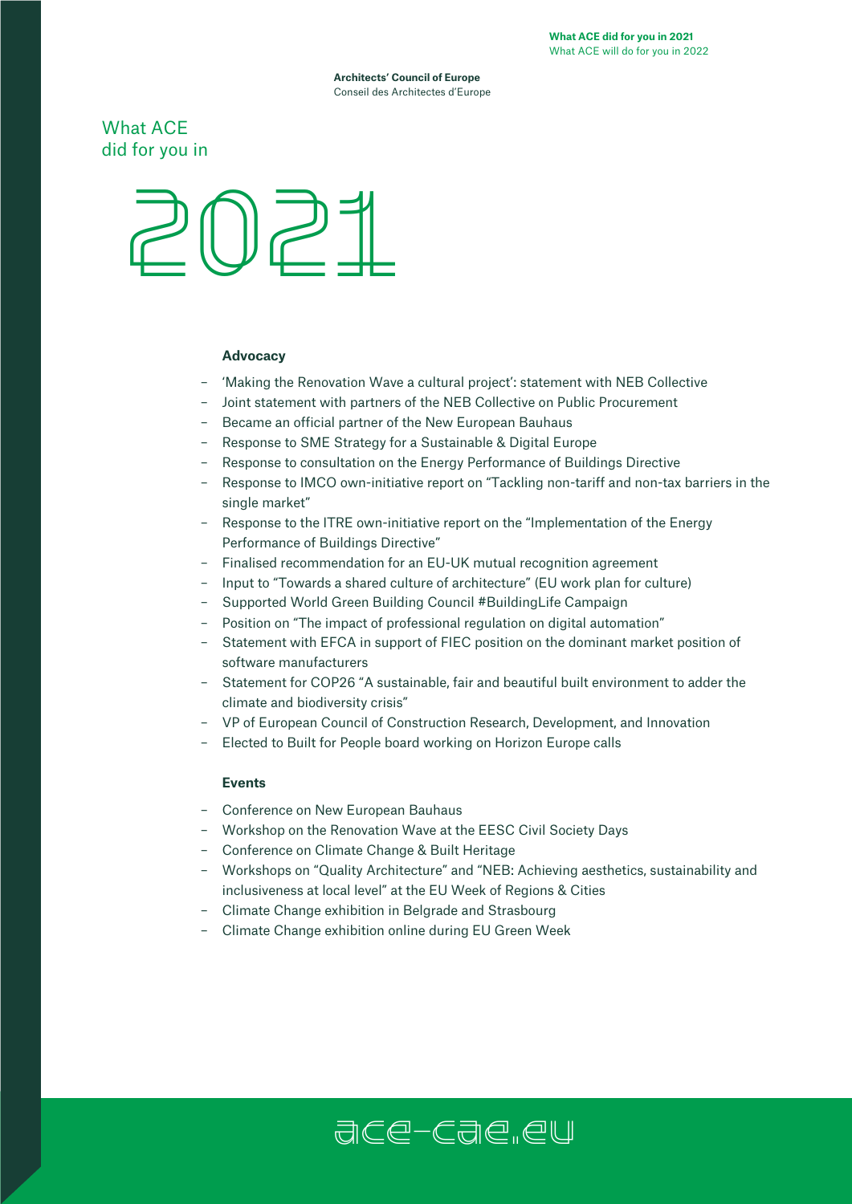**Architects' Council of Europe**
Conseil des Architectes d'Europe

# What ACE did for you in 2021

### Advocacy

- 'Making the Renovation Wave a cultural project': statement with NEB Collective
- Joint statement with partners of the NEB Collective on Public Procurement
- Became an official partner of the New European Bauhaus
- Response to SME Strategy for a Sustainable & Digital Europe
- Response to consultation on the Energy Performance of Buildings Directive
- Response to IMCO own-initiative report on "Tackling non-tariff and non-tax barriers in the single market"
- Response to the ITRE own-initiative report on the "Implementation of the Energy Performance of Buildings Directive"
- Finalised recommendation for an EU-UK mutual recognition agreement
- Input to "Towards a shared culture of architecture" (EU work plan for culture)
- Supported World Green Building Council #BuildingLife Campaign
- Position on "The impact of professional regulation on digital automation"
- Statement with EFCA in support of FIEC position on the dominant market position of software manufacturers
- Statement for COP26 "A sustainable, fair and beautiful built environment to adder the climate and biodiversity crisis"
- VP of European Council of Construction Research, Development, and Innovation
- Elected to Built for People board working on Horizon Europe calls

### Events

- Conference on New European Bauhaus
- Workshop on the Renovation Wave at the EESC Civil Society Days
- Conference on Climate Change & Built Heritage
- Workshops on "Quality Architecture" and "NEB: Achieving aesthetics, sustainability and inclusiveness at local level" at the EU Week of Regions & Cities
- Climate Change exhibition in Belgrade and Strasbourg
- Climate Change exhibition online during EU Green Week

ace-cae.eu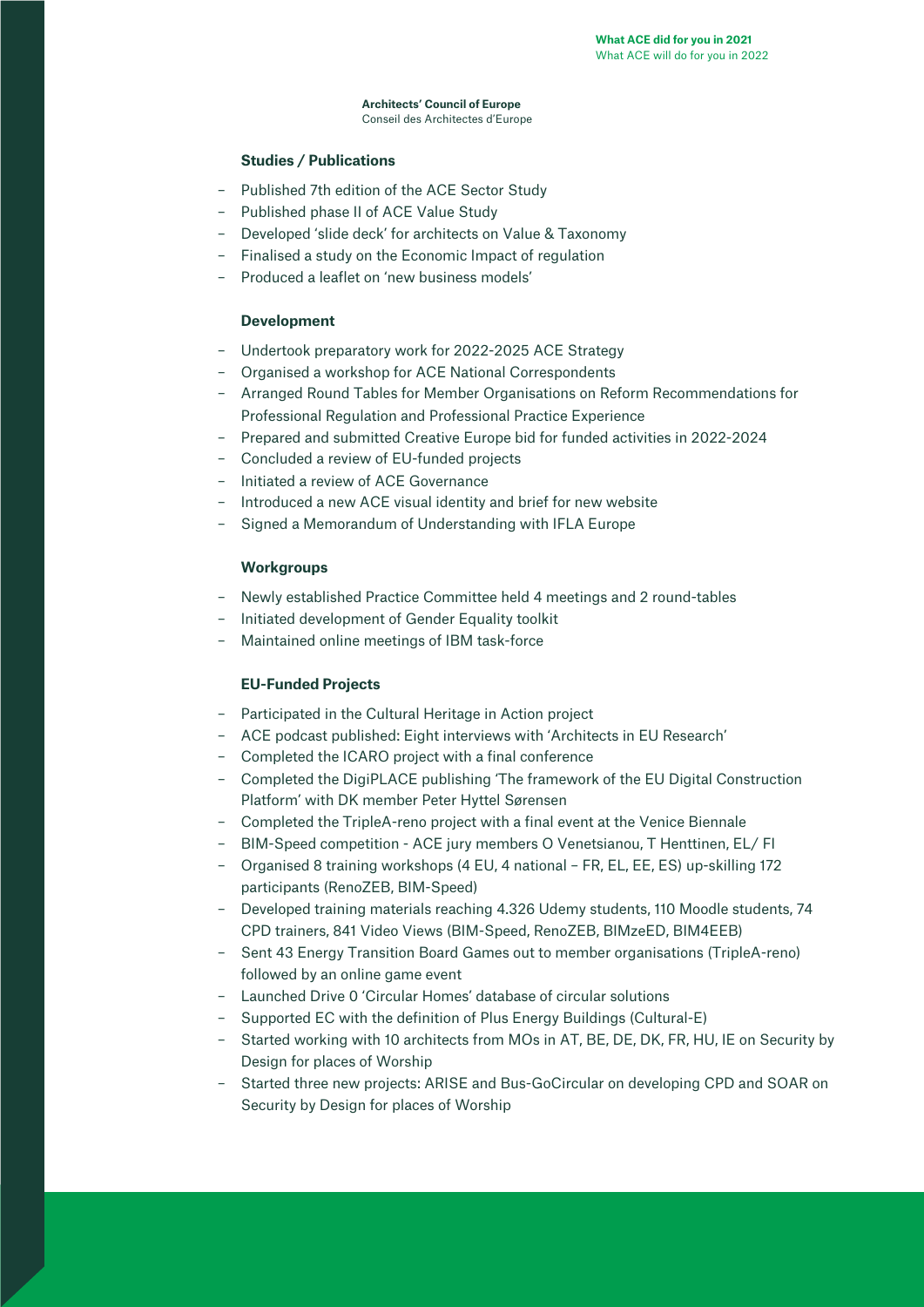## Studies / Publications

- Published 7th edition of the ACE Sector Study
- Published phase II of ACE Value Study
- Developed 'slide deck' for architects on Value & Taxonomy
- Finalised a study on the Economic Impact of regulation
- Produced a leaflet on 'new business models'

## Development

- Undertook preparatory work for 2022-2025 ACE Strategy
- Organised a workshop for ACE National Correspondents
- Arranged Round Tables for Member Organisations on Reform Recommendations for Professional Regulation and Professional Practice Experience
- Prepared and submitted Creative Europe bid for funded activities in 2022-2024
- Concluded a review of EU-funded projects
- Initiated a review of ACE Governance
- Introduced a new ACE visual identity and brief for new website
- Signed a Memorandum of Understanding with IFLA Europe

## Workgroups

- Newly established Practice Committee held 4 meetings and 2 round-tables
- Initiated development of Gender Equality toolkit
- Maintained online meetings of IBM task-force

## EU-Funded Projects

- Participated in the Cultural Heritage in Action project
- ACE podcast published: Eight interviews with 'Architects in EU Research'
- Completed the ICARO project with a final conference
- Completed the DigiPLACE publishing 'The framework of the EU Digital Construction Platform' with DK member Peter Hyttel Sørensen
- Completed the TripleA-reno project with a final event at the Venice Biennale
- BIM-Speed competition - ACE jury members O Venetsianou, T Henttinen, EL/ FI
- Organised 8 training workshops (4 EU, 4 national – FR, EL, EE, ES) up-skilling 172 participants (RenoZEB, BIM-Speed)
- Developed training materials reaching 4.326 Udemy students, 110 Moodle students, 74 CPD trainers, 841 Video Views (BIM-Speed, RenoZEB, BIMzeED, BIM4EEB)
- Sent 43 Energy Transition Board Games out to member organisations (TripleA-reno) followed by an online game event
- Launched Drive 0 'Circular Homes' database of circular solutions
- Supported EC with the definition of Plus Energy Buildings (Cultural-E)
- Started working with 10 architects from MOs in AT, BE, DE, DK, FR, HU, IE on Security by Design for places of Worship
- Started three new projects: ARISE and Bus-GoCircular on developing CPD and SOAR on Security by Design for places of Worship